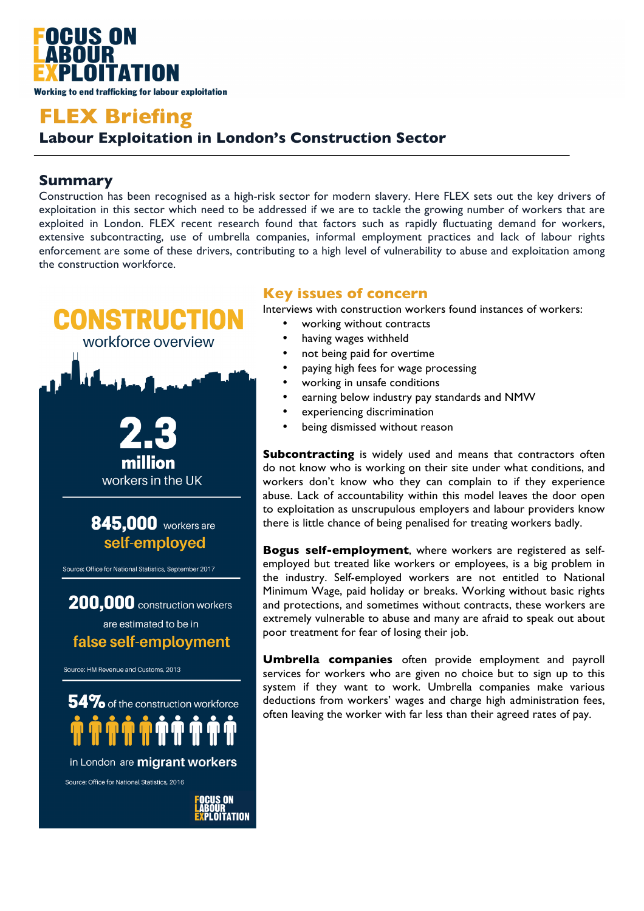# FOCUS ON LABOUR EXPLOITATION

Working to end trafficking for labour exploitation

## FLEX Briefing

### Labour Exploitation in London's Construction Sector

## Summary

Construction has been recognised as a high-risk sector for modern slavery. Here FLEX sets out the key drivers of exploitation in this sector which need to be addressed if we are to tackle the growing number of workers that are exploited in London. FLEX recent research found that factors such as rapidly fluctuating demand for workers, extensive subcontracting, use of umbrella companies, informal employment practices and lack of labour rights enforcement are some of these drivers, contributing to a high level of vulnerability to abuse and exploitation among the construction workforce.

## CONSTRUCTION workforce overview

**2.3 million** workers in the UK

**845,000** workers are **self-employed**

Source: Office for National Statistics, September 2017

**200,000** construction workers are estimated to be in **false self-employment**

Source: HM Revenue and Customs, 2013

**54%** of the construction workforce in London are **migrant workers**

Source: Office for National Statistics, 2016

FOCUS ON LABOUR EXPLOITATION

## Key issues of concern

Interviews with construction workers found instances of workers:

- working without contracts
- having wages withheld
- not being paid for overtime
- paying high fees for wage processing
- working in unsafe conditions
- earning below industry pay standards and NMW
- experiencing discrimination
- being dismissed without reason

**Subcontracting** is widely used and means that contractors often do not know who is working on their site under what conditions, and workers don't know who they can complain to if they experience abuse. Lack of accountability within this model leaves the door open to exploitation as unscrupulous employers and labour providers know there is little chance of being penalised for treating workers badly.

**Bogus self-employment**, where workers are registered as self-employed but treated like workers or employees, is a big problem in the industry. Self-employed workers are not entitled to National Minimum Wage, paid holiday or breaks. Working without basic rights and protections, and sometimes without contracts, these workers are extremely vulnerable to abuse and many are afraid to speak out about poor treatment for fear of losing their job.

**Umbrella companies** often provide employment and payroll services for workers who are given no choice but to sign up to this system if they want to work. Umbrella companies make various deductions from workers' wages and charge high administration fees, often leaving the worker with far less than their agreed rates of pay.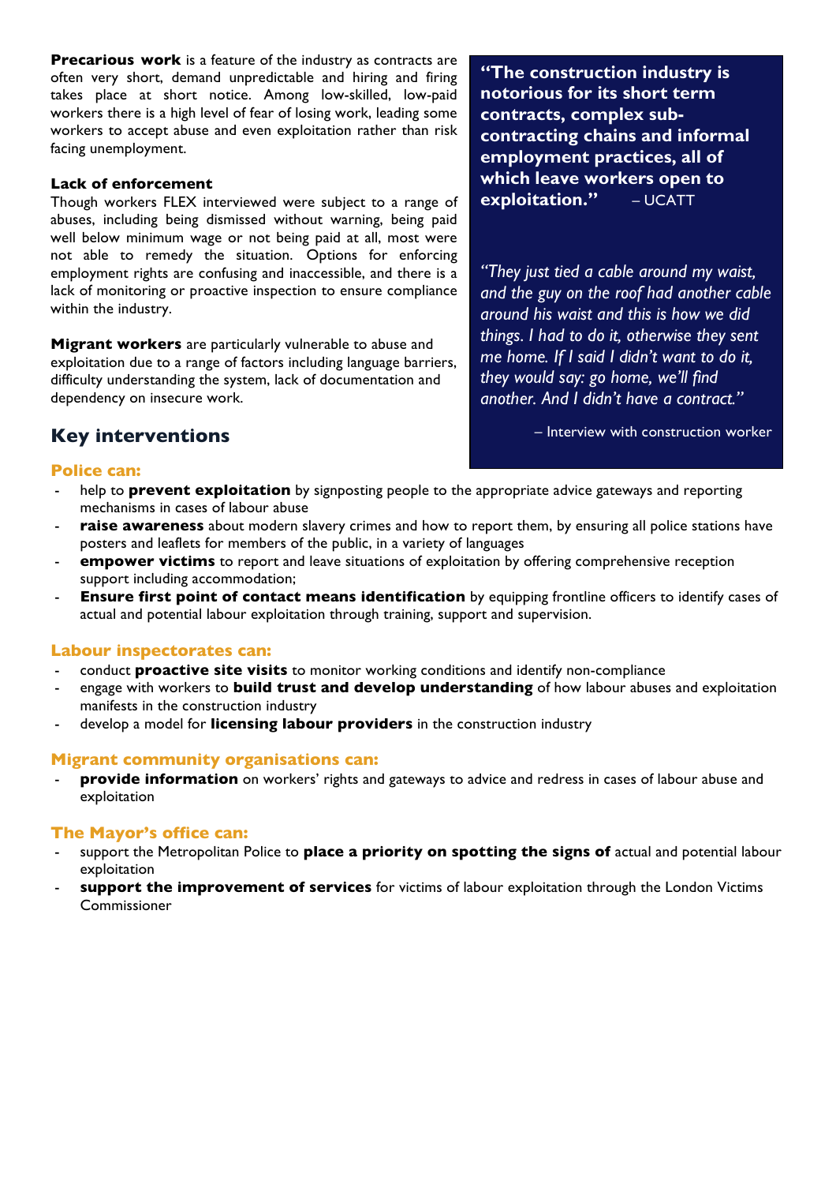**Precarious work** is a feature of the industry as contracts are often very short, demand unpredictable and hiring and firing takes place at short notice. Among low-skilled, low-paid workers there is a high level of fear of losing work, leading some workers to accept abuse and even exploitation rather than risk facing unemployment.

**Lack of enforcement**

Though workers FLEX interviewed were subject to a range of abuses, including being dismissed without warning, being paid well below minimum wage or not being paid at all, most were not able to remedy the situation. Options for enforcing employment rights are confusing and inaccessible, and there is a lack of monitoring or proactive inspection to ensure compliance within the industry.

**Migrant workers** are particularly vulnerable to abuse and exploitation due to a range of factors including language barriers, difficulty understanding the system, lack of documentation and dependency on insecure work.

> **"The construction industry is notorious for its short term contracts, complex sub-contracting chains and informal employment practices, all of which leave workers open to exploitation."** – UCATT

> *"They just tied a cable around my waist, and the guy on the roof had another cable around his waist and this is how we did things. I had to do it, otherwise they sent me home. If I said I didn't want to do it, they would say: go home, we'll find another. And I didn't have a contract."*
>
> – Interview with construction worker

## Key interventions

### Police can:

- help to **prevent exploitation** by signposting people to the appropriate advice gateways and reporting mechanisms in cases of labour abuse
- **raise awareness** about modern slavery crimes and how to report them, by ensuring all police stations have posters and leaflets for members of the public, in a variety of languages
- **empower victims** to report and leave situations of exploitation by offering comprehensive reception support including accommodation;
- **Ensure first point of contact means identification** by equipping frontline officers to identify cases of actual and potential labour exploitation through training, support and supervision.

### Labour inspectorates can:

- conduct **proactive site visits** to monitor working conditions and identify non-compliance
- engage with workers to **build trust and develop understanding** of how labour abuses and exploitation manifests in the construction industry
- develop a model for **licensing labour providers** in the construction industry

### Migrant community organisations can:

- **provide information** on workers' rights and gateways to advice and redress in cases of labour abuse and exploitation

### The Mayor's office can:

- support the Metropolitan Police to **place a priority on spotting the signs of** actual and potential labour exploitation
- **support the improvement of services** for victims of labour exploitation through the London Victims Commissioner